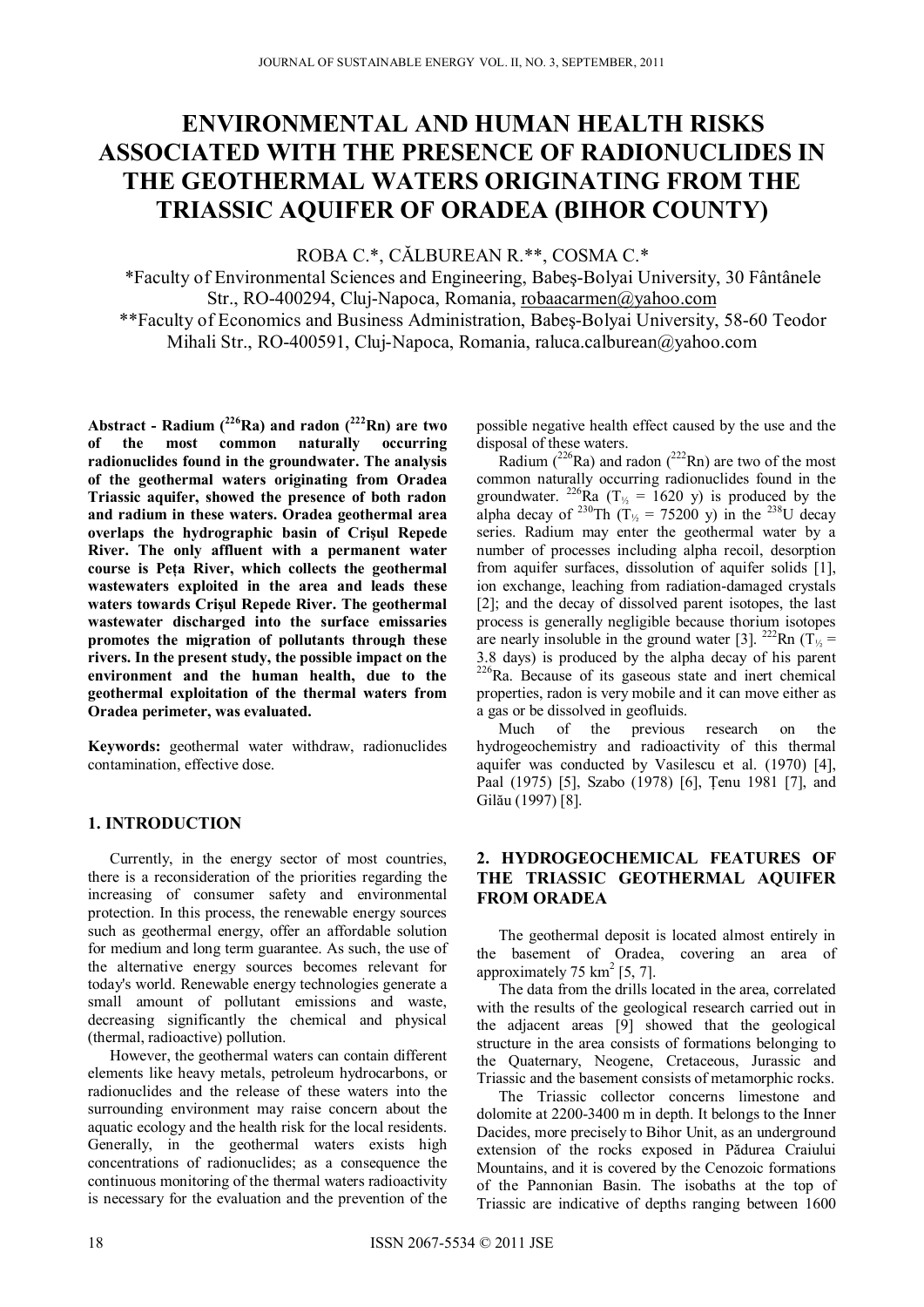# ENVIRONMENTAL AND HUMAN HEALTH RISKS ASSOCIATED WITH THE PRESENCE OF RADIONUCLIDES IN THE GEOTHERMAL WATERS ORIGINATING FROM THE TRIASSIC AQUIFER OF ORADEA (BIHOR COUNTY)

ROBA C.*, CĂLBUREAN R.**, COSMA C.*

*Faculty of Environmental Sciences and Engineering, Babeş-Bolyai University, 30 Fântânele Str., RO-400294, Cluj-Napoca, Romania, robaacarmen@yahoo.com

**Faculty of Economics and Business Administration, Babeş-Bolyai University, 58-60 Teodor Mihali Str., RO-400591, Cluj-Napoca, Romania, raluca.calburean@yahoo.com

**Abstract - Radium ($^{226}$Ra) and radon ($^{222}$Rn) are two of the most common naturally occurring radionuclides found in the groundwater. The analysis of the geothermal waters originating from Oradea Triassic aquifer, showed the presence of both radon and radium in these waters. Oradea geothermal area overlaps the hydrographic basin of Crişul Repede River. The only affluent with a permanent water course is Peța River, which collects the geothermal wastewaters exploited in the area and leads these waters towards Crişul Repede River. The geothermal wastewater discharged into the surface emissaries promotes the migration of pollutants through these rivers. In the present study, the possible impact on the environment and the human health, due to the geothermal exploitation of the thermal waters from Oradea perimeter, was evaluated.**

**Keywords:** geothermal water withdraw, radionuclides contamination, effective dose.

## 1. INTRODUCTION

Currently, in the energy sector of most countries, there is a reconsideration of the priorities regarding the increasing of consumer safety and environmental protection. In this process, the renewable energy sources such as geothermal energy, offer an affordable solution for medium and long term guarantee. As such, the use of the alternative energy sources becomes relevant for today's world. Renewable energy technologies generate a small amount of pollutant emissions and waste, decreasing significantly the chemical and physical (thermal, radioactive) pollution.

However, the geothermal waters can contain different elements like heavy metals, petroleum hydrocarbons, or radionuclides and the release of these waters into the surrounding environment may raise concern about the aquatic ecology and the health risk for the local residents. Generally, in the geothermal waters exists high concentrations of radionuclides; as a consequence the continuous monitoring of the thermal waters radioactivity is necessary for the evaluation and the prevention of the possible negative health effect caused by the use and the disposal of these waters.

Radium ($^{226}$Ra) and radon ($^{222}$Rn) are two of the most common naturally occurring radionuclides found in the groundwater. $^{226}$Ra ($T_{½}$ = 1620 y) is produced by the alpha decay of $^{230}$Th ($T_{½}$ = 75200 y) in the $^{238}$U decay series. Radium may enter the geothermal water by a number of processes including alpha recoil, desorption from aquifer surfaces, dissolution of aquifer solids [1], ion exchange, leaching from radiation-damaged crystals [2]; and the decay of dissolved parent isotopes, the last process is generally negligible because thorium isotopes are nearly insoluble in the ground water [3]. $^{222}$Rn ($T_{½}$ = 3.8 days) is produced by the alpha decay of his parent $^{226}$Ra. Because of its gaseous state and inert chemical properties, radon is very mobile and it can move either as a gas or be dissolved in geofluids.

Much of the previous research on the hydrogeochemistry and radioactivity of this thermal aquifer was conducted by Vasilescu et al. (1970) [4], Paal (1975) [5], Szabo (1978) [6], Țenu 1981 [7], and Gilău (1997) [8].

## 2. HYDROGEOCHEMICAL FEATURES OF THE TRIASSIC GEOTHERMAL AQUIFER FROM ORADEA

The geothermal deposit is located almost entirely in the basement of Oradea, covering an area of approximately 75 km$^2$ [5, 7].

The data from the drills located in the area, correlated with the results of the geological research carried out in the adjacent areas [9] showed that the geological structure in the area consists of formations belonging to the Quaternary, Neogene, Cretaceous, Jurassic and Triassic and the basement consists of metamorphic rocks.

The Triassic collector concerns limestone and dolomite at 2200-3400 m in depth. It belongs to the Inner Dacides, more precisely to Bihor Unit, as an underground extension of the rocks exposed in Pădurea Craiului Mountains, and it is covered by the Cenozoic formations of the Pannonian Basin. The isobaths at the top of Triassic are indicative of depths ranging between 1600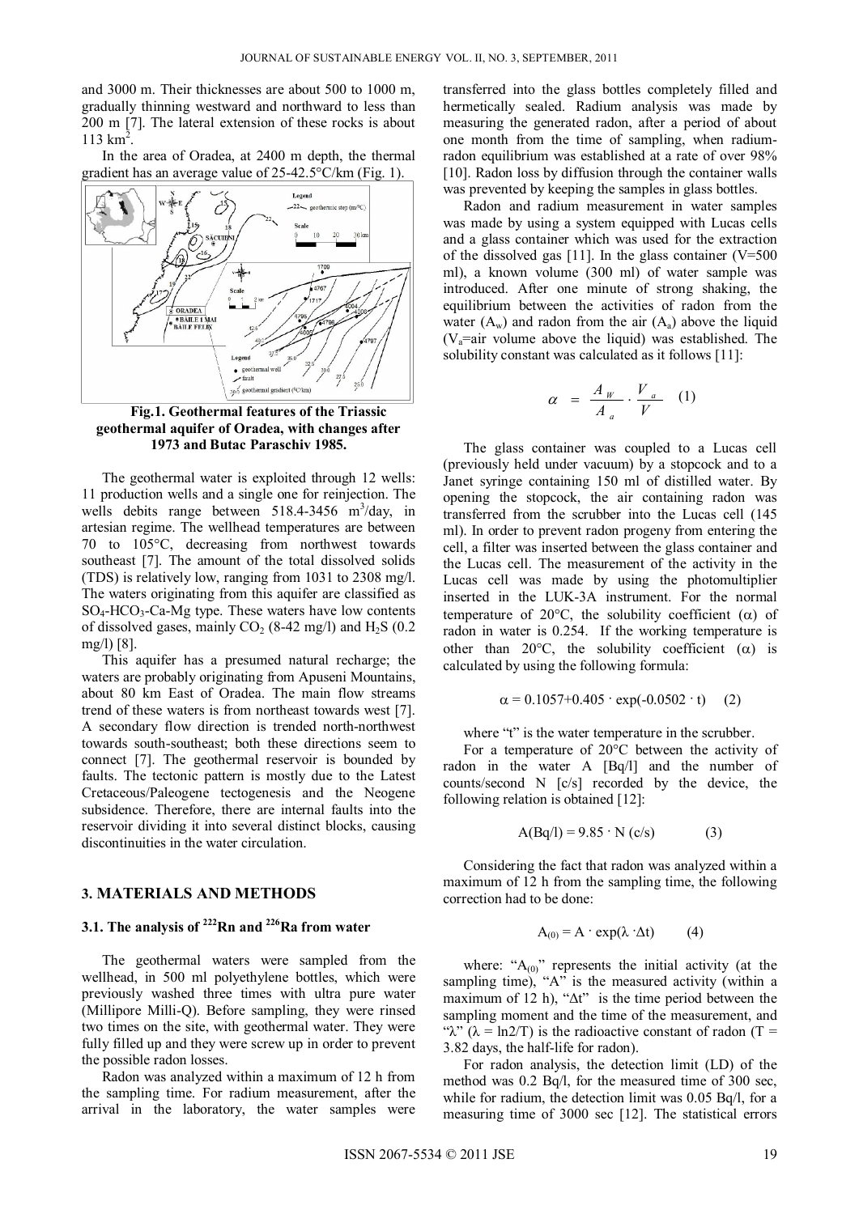and 3000 m. Their thicknesses are about 500 to 1000 m, gradually thinning westward and northward to less than 200 m [7]. The lateral extension of these rocks is about 113 $km^2$.

In the area of Oradea, at 2400 m depth, the thermal gradient has an average value of 25-42.5°C/km (Fig. 1).

**Fig.1. Geothermal features of the Triassic geothermal aquifer of Oradea, with changes after 1973 and Butac Paraschiv 1985.**

The geothermal water is exploited through 12 wells: 11 production wells and a single one for reinjection. The wells debits range between 518.4-3456 $m^3$/day, in artesian regime. The wellhead temperatures are between 70 to 105°C, decreasing from northwest towards southeast [7]. The amount of the total dissolved solids (TDS) is relatively low, ranging from 1031 to 2308 mg/l. The waters originating from this aquifer are classified as $SO_4$-$HCO_3$-Ca-Mg type. These waters have low contents of dissolved gases, mainly $CO_2$ (8-42 mg/l) and $H_2S$ (0.2 mg/l) [8].

This aquifer has a presumed natural recharge; the waters are probably originating from Apuseni Mountains, about 80 km East of Oradea. The main flow streams trend of these waters is from northeast towards west [7]. A secondary flow direction is trended north-northwest towards south-southeast; both these directions seem to connect [7]. The geothermal reservoir is bounded by faults. The tectonic pattern is mostly due to the Latest Cretaceous/Paleogene tectogenesis and the Neogene subsidence. Therefore, there are internal faults into the reservoir dividing it into several distinct blocks, causing discontinuities in the water circulation.

## 3. MATERIALS AND METHODS

### 3.1. The analysis of $^{222}$Rn and $^{226}$Ra from water

The geothermal waters were sampled from the wellhead, in 500 ml polyethylene bottles, which were previously washed three times with ultra pure water (Millipore Milli-Q). Before sampling, they were rinsed two times on the site, with geothermal water. They were fully filled up and they were screw up in order to prevent the possible radon losses.

Radon was analyzed within a maximum of 12 h from the sampling time. For radium measurement, after the arrival in the laboratory, the water samples were transferred into the glass bottles completely filled and hermetically sealed. Radium analysis was made by measuring the generated radon, after a period of about one month from the time of sampling, when radium-radon equilibrium was established at a rate of over 98% [10]. Radon loss by diffusion through the container walls was prevented by keeping the samples in glass bottles.

Radon and radium measurement in water samples was made by using a system equipped with Lucas cells and a glass container which was used for the extraction of the dissolved gas [11]. In the glass container (V=500 ml), a known volume (300 ml) of water sample was introduced. After one minute of strong shaking, the equilibrium between the activities of radon from the water ($A_w$) and radon from the air ($A_a$) above the liquid ($V_a$=air volume above the liquid) was established. The solubility constant was calculated as it follows [11]:

$$\alpha = \frac{A_W}{A_a} \cdot \frac{V_a}{V} \quad (1)$$

The glass container was coupled to a Lucas cell (previously held under vacuum) by a stopcock and to a Janet syringe containing 150 ml of distilled water. By opening the stopcock, the air containing radon was transferred from the scrubber into the Lucas cell (145 ml). In order to prevent radon progeny from entering the cell, a filter was inserted between the glass container and the Lucas cell. The measurement of the activity in the Lucas cell was made by using the photomultiplier inserted in the LUK-3A instrument. For the normal temperature of 20°C, the solubility coefficient ($\alpha$) of radon in water is 0.254. If the working temperature is other than 20°C, the solubility coefficient ($\alpha$) is calculated by using the following formula:

$$\alpha = 0.1057+0.405 \cdot \exp(-0.0502 \cdot t) \quad (2)$$

where "t" is the water temperature in the scrubber.

For a temperature of 20°C between the activity of radon in the water A [Bq/l] and the number of counts/second N [c/s] recorded by the device, the following relation is obtained [12]:

$$A(Bq/l) = 9.85 \cdot N\ (c/s) \quad (3)$$

Considering the fact that radon was analyzed within a maximum of 12 h from the sampling time, the following correction had to be done:

$$A_{(0)} = A \cdot \exp(\lambda \cdot \Delta t) \quad (4)$$

where: "$A_{(0)}$" represents the initial activity (at the sampling time), "A" is the measured activity (within a maximum of 12 h), "$\Delta t$" is the time period between the sampling moment and the time of the measurement, and "$\lambda$" ($\lambda = \ln 2/T$) is the radioactive constant of radon (T = 3.82 days, the half-life for radon).

For radon analysis, the detection limit (LD) of the method was 0.2 Bq/l, for the measured time of 300 sec, while for radium, the detection limit was 0.05 Bq/l, for a measuring time of 3000 sec [12]. The statistical errors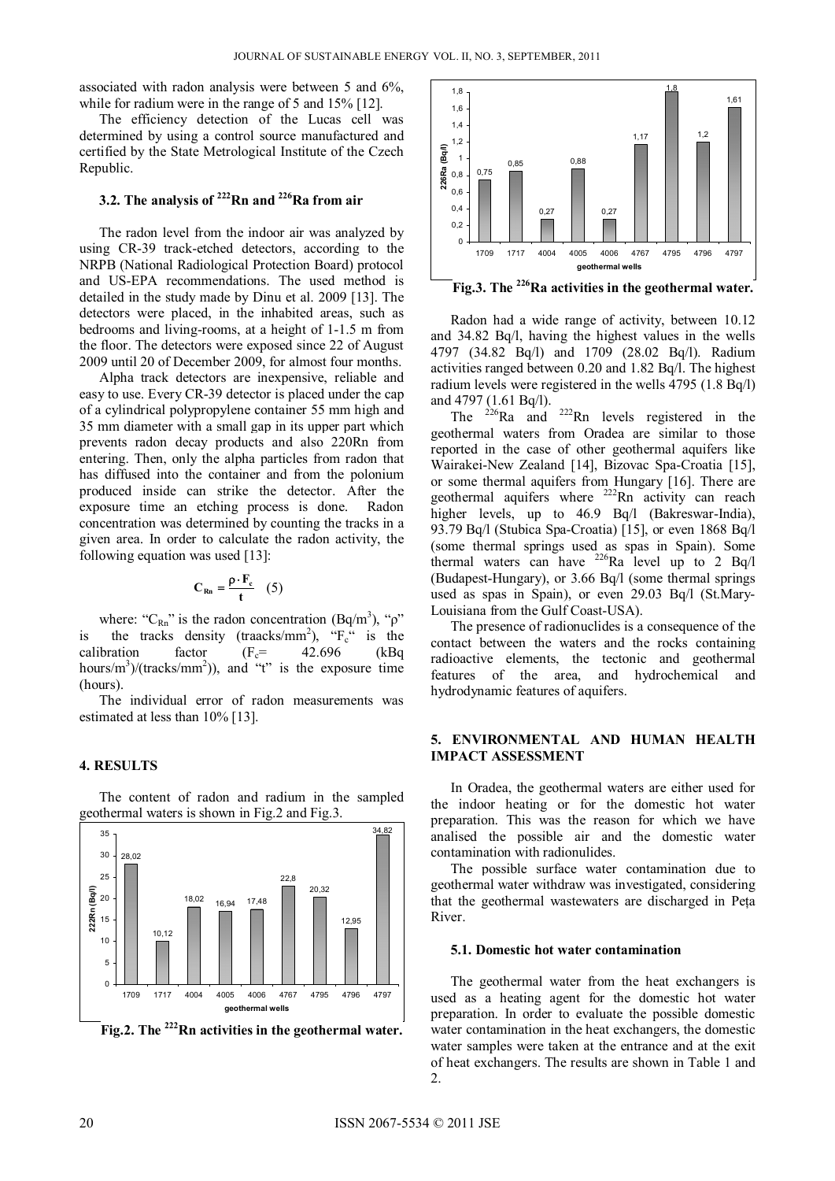associated with radon analysis were between 5 and 6%, while for radium were in the range of 5 and 15% [12].

The efficiency detection of the Lucas cell was determined by using a control source manufactured and certified by the State Metrological Institute of the Czech Republic.

### 3.2. The analysis of $^{222}Rn$ and $^{226}Ra$ from air

The radon level from the indoor air was analyzed by using CR-39 track-etched detectors, according to the NRPB (National Radiological Protection Board) protocol and US-EPA recommendations. The used method is detailed in the study made by Dinu et al. 2009 [13]. The detectors were placed, in the inhabited areas, such as bedrooms and living-rooms, at a height of 1-1.5 m from the floor. The detectors were exposed since 22 of August 2009 until 20 of December 2009, for almost four months.

Alpha track detectors are inexpensive, reliable and easy to use. Every CR-39 detector is placed under the cap of a cylindrical polypropylene container 55 mm high and 35 mm diameter with a small gap in its upper part which prevents radon decay products and also 220Rn from entering. Then, only the alpha particles from radon that has diffused into the container and from the polonium produced inside can strike the detector. After the exposure time an etching process is done. Radon concentration was determined by counting the tracks in a given area. In order to calculate the radon activity, the following equation was used [13]:

$$C_{Rn} = \frac{\rho \cdot F_c}{t} \quad (5)$$

where: "$C_{Rn}$" is the radon concentration (Bq/m$^3$), "ρ" is the tracks density (traacks/mm$^2$), "$F_c$" is the calibration factor ($F_c$= 42.696 (kBq hours/m$^3$)/(tracks/mm$^2$)), and "t" is the exposure time (hours).

The individual error of radon measurements was estimated at less than 10% [13].

## 4. RESULTS

The content of radon and radium in the sampled geothermal waters is shown in Fig.2 and Fig.3.

| Geothermal well | 1709 | 1717 | 4004 | 4005 | 4006 | 4767 | 4795 | 4796 | 4797 |
|---|---|---|---|---|---|---|---|---|---|
| 222Rn (Bq/l) | 28,02 | 10,12 | 18,02 | 16,94 | 17,48 | 22,8 | 20,32 | 12,95 | 34,82 |

**Fig.2. The $^{222}Rn$ activities in the geothermal water.**

| Geothermal well | 1709 | 1717 | 4004 | 4005 | 4006 | 4767 | 4795 | 4796 | 4797 |
|---|---|---|---|---|---|---|---|---|---|
| 226Ra (Bq/l) | 0,75 | 0,85 | 0,27 | 0,88 | 0,27 | 1,17 | 1,8 | 1,2 | 1,61 |

**Fig.3. The $^{226}Ra$ activities in the geothermal water.**

Radon had a wide range of activity, between 10.12 and 34.82 Bq/l, having the highest values in the wells 4797 (34.82 Bq/l) and 1709 (28.02 Bq/l). Radium activities ranged between 0.20 and 1.82 Bq/l. The highest radium levels were registered in the wells 4795 (1.8 Bq/l) and 4797 (1.61 Bq/l).

The $^{226}Ra$ and $^{222}Rn$ levels registered in the geothermal waters from Oradea are similar to those reported in the case of other geothermal aquifers like Wairakei-New Zealand [14], Bizovac Spa-Croatia [15], or some thermal aquifers from Hungary [16]. There are geothermal aquifers where $^{222}Rn$ activity can reach higher levels, up to 46.9 Bq/l (Bakreswar-India), 93.79 Bq/l (Stubica Spa-Croatia) [15], or even 1868 Bq/l (some thermal springs used as spas in Spain). Some thermal waters can have $^{226}Ra$ level up to 2 Bq/l (Budapest-Hungary), or 3.66 Bq/l (some thermal springs used as spas in Spain), or even 29.03 Bq/l (St.Mary-Louisiana from the Gulf Coast-USA).

The presence of radionuclides is a consequence of the contact between the waters and the rocks containing radioactive elements, the tectonic and geothermal features of the area, and hydrochemical and hydrodynamic features of aquifers.

## 5. ENVIRONMENTAL AND HUMAN HEALTH IMPACT ASSESSMENT

In Oradea, the geothermal waters are either used for the indoor heating or for the domestic hot water preparation. This was the reason for which we have analised the possible air and the domestic water contamination with radionulides.

The possible surface water contamination due to geothermal water withdraw was investigated, considering that the geothermal wastewaters are discharged in Peța River.

### 5.1. Domestic hot water contamination

The geothermal water from the heat exchangers is used as a heating agent for the domestic hot water preparation. In order to evaluate the possible domestic water contamination in the heat exchangers, the domestic water samples were taken at the entrance and at the exit of heat exchangers. The results are shown in Table 1 and 2.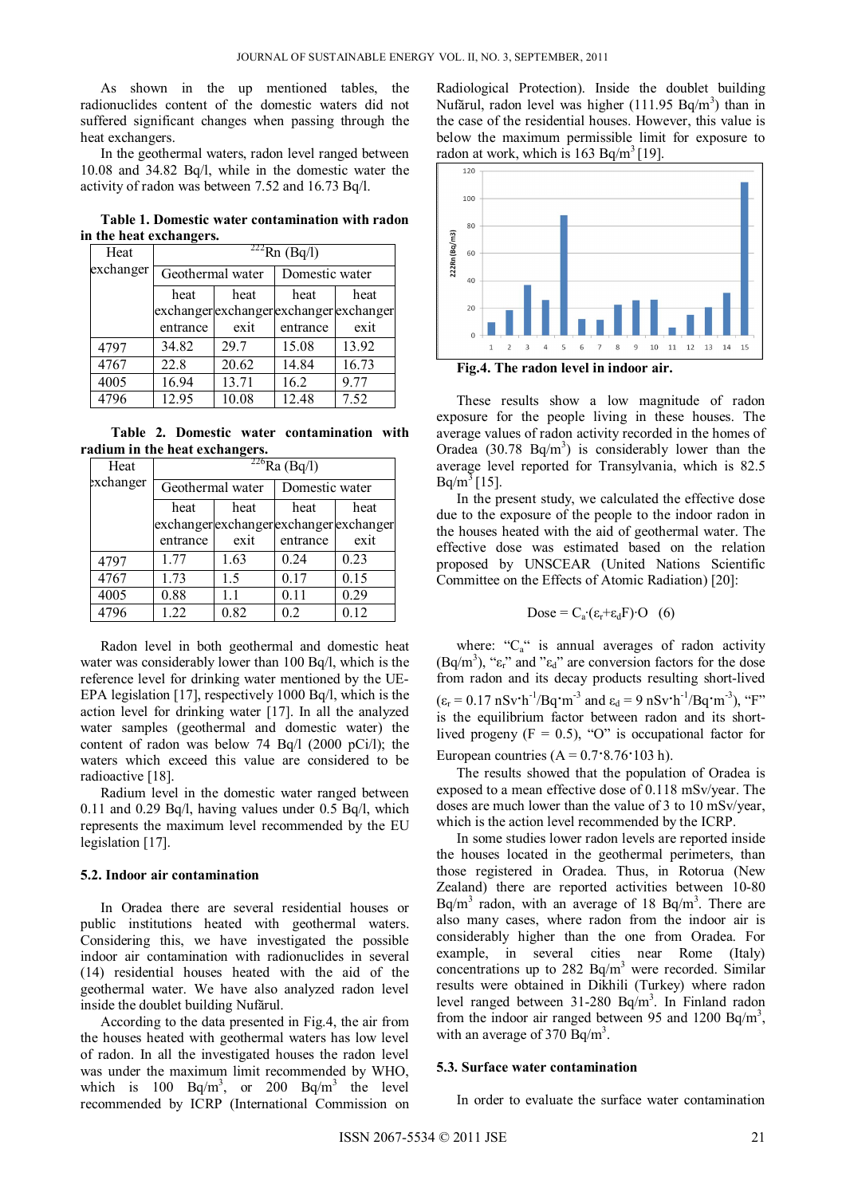As shown in the up mentioned tables, the radionuclides content of the domestic waters did not suffered significant changes when passing through the heat exchangers.

In the geothermal waters, radon level ranged between 10.08 and 34.82 Bq/l, while in the domestic water the activity of radon was between 7.52 and 16.73 Bq/l.

**Table 1. Domestic water contamination with radon in the heat exchangers.**

| Heat exchanger | $^{222}$Rn (Bq/l) | | | |
|---|---|---|---|---|
| | Geothermal water | | Domestic water | |
| | heat exchanger entrance | heat exchanger exit | heat exchanger entrance | heat exchanger exit |
| 4797 | 34.82 | 29.7 | 15.08 | 13.92 |
| 4767 | 22.8 | 20.62 | 14.84 | 16.73 |
| 4005 | 16.94 | 13.71 | 16.2 | 9.77 |
| 4796 | 12.95 | 10.08 | 12.48 | 7.52 |

**Table 2. Domestic water contamination with radium in the heat exchangers.**

| Heat exchanger | $^{226}$Ra (Bq/l) | | | |
|---|---|---|---|---|
| | Geothermal water | | Domestic water | |
| | heat exchanger entrance | heat exchanger exit | heat exchanger entrance | heat exchanger exit |
| 4797 | 1.77 | 1.63 | 0.24 | 0.23 |
| 4767 | 1.73 | 1.5 | 0.17 | 0.15 |
| 4005 | 0.88 | 1.1 | 0.11 | 0.29 |
| 4796 | 1.22 | 0.82 | 0.2 | 0.12 |

Radon level in both geothermal and domestic heat water was considerably lower than 100 Bq/l, which is the reference level for drinking water mentioned by the UE-EPA legislation [17], respectively 1000 Bq/l, which is the action level for drinking water [17]. In all the analyzed water samples (geothermal and domestic water) the content of radon was below 74 Bq/l (2000 pCi/l); the waters which exceed this value are considered to be radioactive [18].

Radium level in the domestic water ranged between 0.11 and 0.29 Bq/l, having values under 0.5 Bq/l, which represents the maximum level recommended by the EU legislation [17].

### 5.2. Indoor air contamination

In Oradea there are several residential houses or public institutions heated with geothermal waters. Considering this, we have investigated the possible indoor air contamination with radionuclides in several (14) residential houses heated with the aid of the geothermal water. We have also analyzed radon level inside the doublet building Nufărul.

According to the data presented in Fig.4, the air from the houses heated with geothermal waters has low level of radon. In all the investigated houses the radon level was under the maximum limit recommended by WHO, which is 100 Bq/m$^3$, or 200 Bq/m$^3$ the level recommended by ICRP (International Commission on Radiological Protection). Inside the doublet building Nufărul, radon level was higher (111.95 Bq/m$^3$) than in the case of the residential houses. However, this value is below the maximum permissible limit for exposure to radon at work, which is 163 Bq/m$^3$ [19].

**Fig.4. The radon level in indoor air.**

These results show a low magnitude of radon exposure for the people living in these houses. The average values of radon activity recorded in the homes of Oradea (30.78 Bq/m$^3$) is considerably lower than the average level reported for Transylvania, which is 82.5 Bq/m$^3$ [15].

In the present study, we calculated the effective dose due to the exposure of the people to the indoor radon in the houses heated with the aid of geothermal water. The effective dose was estimated based on the relation proposed by UNSCEAR (United Nations Scientific Committee on the Effects of Atomic Radiation) [20]:

$$\text{Dose} = C_a \cdot (\varepsilon_r + \varepsilon_d F) \cdot O \quad (6)$$

where: "$C_a$" is annual averages of radon activity (Bq/m$^3$), "$\varepsilon_r$" and "$\varepsilon_d$" are conversion factors for the dose from radon and its decay products resulting short-lived ($\varepsilon_r$ = 0.17 nSv·h$^{-1}$/Bq·m$^{-3}$ and $\varepsilon_d$ = 9 nSv·h$^{-1}$/Bq·m$^{-3}$), "F" is the equilibrium factor between radon and its short-lived progeny (F = 0.5), "O" is occupational factor for European countries (A = 0.7·8.76·103 h).

The results showed that the population of Oradea is exposed to a mean effective dose of 0.118 mSv/year. The doses are much lower than the value of 3 to 10 mSv/year, which is the action level recommended by the ICRP.

In some studies lower radon levels are reported inside the houses located in the geothermal perimeters, than those registered in Oradea. Thus, in Rotorua (New Zealand) there are reported activities between 10-80 Bq/m$^3$ radon, with an average of 18 Bq/m$^3$. There are also many cases, where radon from the indoor air is considerably higher than the one from Oradea. For example, in several cities near Rome (Italy) concentrations up to 282 Bq/m$^3$ were recorded. Similar results were obtained in Dikhili (Turkey) where radon level ranged between 31-280 Bq/m$^3$. In Finland radon from the indoor air ranged between 95 and 1200 Bq/m$^3$, with an average of 370 Bq/m$^3$.

### 5.3. Surface water contamination

In order to evaluate the surface water contamination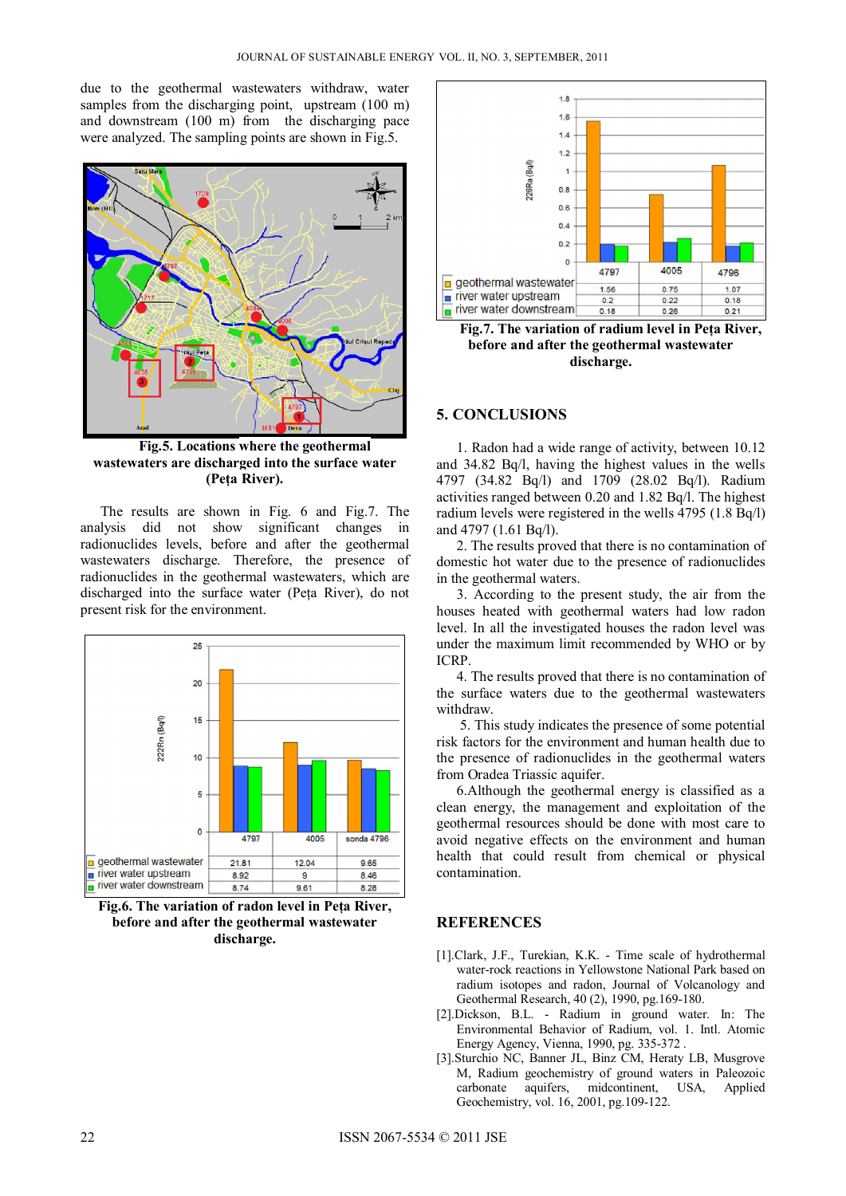due to the geothermal wastewaters withdraw, water samples from the discharging point, upstream (100 m) and downstream (100 m) from the discharging pace were analyzed. The sampling points are shown in Fig.5.

**Fig.5. Locations where the geothermal wastewaters are discharged into the surface water (Peța River).**

The results are shown in Fig. 6 and Fig.7. The analysis did not show significant changes in radionuclides levels, before and after the geothermal wastewaters discharge. Therefore, the presence of radionuclides in the geothermal wastewaters, which are discharged into the surface water (Peța River), do not present risk for the environment.

| | 4797 | 4005 | sonda 4796 |
|---|---|---|---|
| geothermal wastewater | 21.81 | 12.04 | 9.65 |
| river water upstream | 8.92 | 9 | 8.46 |
| river water downstream | 8.74 | 9.61 | 8.28 |

**Fig.6. The variation of radon level in Peța River, before and after the geothermal wastewater discharge.**

| | 4797 | 4005 | 4796 |
|---|---|---|---|
| geothermal wastewater | 1.56 | 0.75 | 1.07 |
| river water upstream | 0.2 | 0.22 | 0.18 |
| river water downstream | 0.18 | 0.26 | 0.21 |

**Fig.7. The variation of radium level in Peța River, before and after the geothermal wastewater discharge.**

## 5. CONCLUSIONS

1. Radon had a wide range of activity, between 10.12 and 34.82 Bq/l, having the highest values in the wells 4797 (34.82 Bq/l) and 1709 (28.02 Bq/l). Radium activities ranged between 0.20 and 1.82 Bq/l. The highest radium levels were registered in the wells 4795 (1.8 Bq/l) and 4797 (1.61 Bq/l).

2. The results proved that there is no contamination of domestic hot water due to the presence of radionuclides in the geothermal waters.

3. According to the present study, the air from the houses heated with geothermal waters had low radon level. In all the investigated houses the radon level was under the maximum limit recommended by WHO or by ICRP.

4. The results proved that there is no contamination of the surface waters due to the geothermal wastewaters withdraw.

5. This study indicates the presence of some potential risk factors for the environment and human health due to the presence of radionuclides in the geothermal waters from Oradea Triassic aquifer.

6.Although the geothermal energy is classified as a clean energy, the management and exploitation of the geothermal resources should be done with most care to avoid negative effects on the environment and human health that could result from chemical or physical contamination.

## REFERENCES

[1].Clark, J.F., Turekian, K.K. - Time scale of hydrothermal water-rock reactions in Yellowstone National Park based on radium isotopes and radon, Journal of Volcanology and Geothermal Research, 40 (2), 1990, pg.169-180.

[2].Dickson, B.L. - Radium in ground water. In: The Environmental Behavior of Radium, vol. 1. Intl. Atomic Energy Agency, Vienna, 1990, pg. 335-372 .

[3].Sturchio NC, Banner JL, Binz CM, Heraty LB, Musgrove M, Radium geochemistry of ground waters in Paleozoic carbonate aquifers, midcontinent, USA, Applied Geochemistry, vol. 16, 2001, pg.109-122.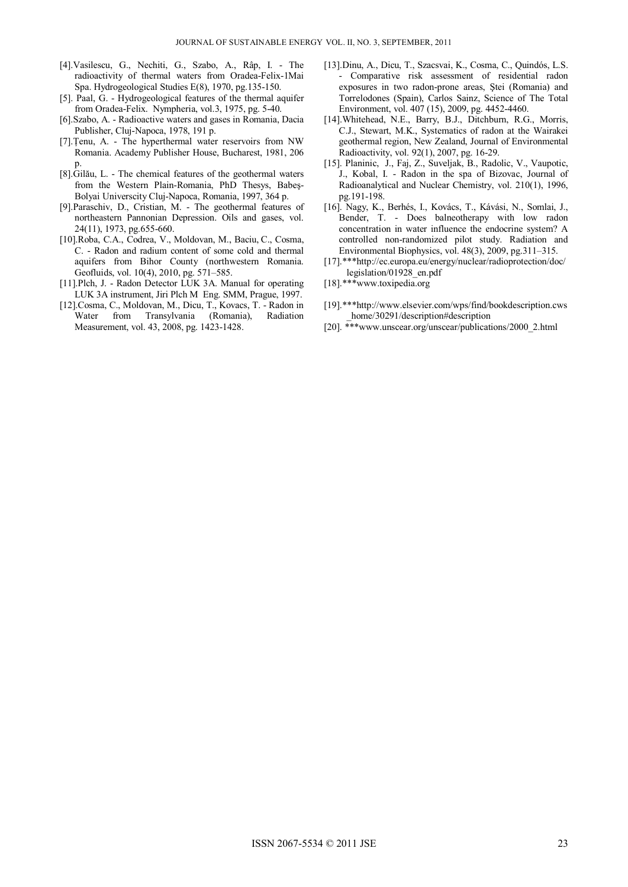[4].Vasilescu, G., Nechiti, G., Szabo, A., Râp, I. - The radioactivity of thermal waters from Oradea-Felix-1Mai Spa. Hydrogeological Studies E(8), 1970, pg.135-150.

[5]. Paal, G. - Hydrogeological features of the thermal aquifer from Oradea-Felix. Nympheria, vol.3, 1975, pg. 5-40.

[6].Szabo, A. - Radioactive waters and gases in Romania, Dacia Publisher, Cluj-Napoca, 1978, 191 p.

[7].Ţenu, A. - The hyperthermal water reservoirs from NW Romania. Academy Publisher House, Bucharest, 1981, 206 p.

[8].Gilău, L. - The chemical features of the geothermal waters from the Western Plain-Romania, PhD Thesys, Babeş-Bolyai Universcity Cluj-Napoca, Romania, 1997, 364 p.

[9].Paraschiv, D., Cristian, M. - The geothermal features of northeastern Pannonian Depression. Oils and gases, vol. 24(11), 1973, pg.655-660.

[10].Roba, C.A., Codrea, V., Moldovan, M., Baciu, C., Cosma, C. - Radon and radium content of some cold and thermal aquifers from Bihor County (northwestern Romania. Geofluids, vol. 10(4), 2010, pg. 571–585.

[11].Plch, J. - Radon Detector LUK 3A. Manual for operating LUK 3A instrument, Jiri Plch M Eng. SMM, Prague, 1997.

[12].Cosma, C., Moldovan, M., Dicu, T., Kovacs, T. - Radon in Water from Transylvania (Romania), Radiation Measurement, vol. 43, 2008, pg. 1423-1428.

[13].Dinu, A., Dicu, T., Szacsvai, K., Cosma, C., Quindós, L.S. - Comparative risk assessment of residential radon exposures in two radon-prone areas, Ştei (Romania) and Torrelodones (Spain), Carlos Sainz, Science of The Total Environment, vol. 407 (15), 2009, pg. 4452-4460.

[14].Whitehead, N.E., Barry, B.J., Ditchburn, R.G., Morris, C.J., Stewart, M.K., Systematics of radon at the Wairakei geothermal region, New Zealand, Journal of Environmental Radioactivity, vol. 92(1), 2007, pg. 16-29.

[15]. Planinic, J., Faj, Z., Suveljak, B., Radolic, V., Vaupotic, J., Kobal, I. - Radon in the spa of Bizovac, Journal of Radioanalytical and Nuclear Chemistry, vol. 210(1), 1996, pg.191-198.

[16]. Nagy, K., Berhés, I., Kovács, T., Kávási, N., Somlai, J., Bender, T. - Does balneotherapy with low radon concentration in water influence the endocrine system? A controlled non-randomized pilot study. Radiation and Environmental Biophysics, vol. 48(3), 2009, pg.311–315.

[17].***http://ec.europa.eu/energy/nuclear/radioprotection/doc/legislation/01928_en.pdf

[18].***www.toxipedia.org

[19].***http://www.elsevier.com/wps/find/bookdescription.cws_home/30291/description#description

[20]. ***www.unscear.org/unscear/publications/2000_2.html